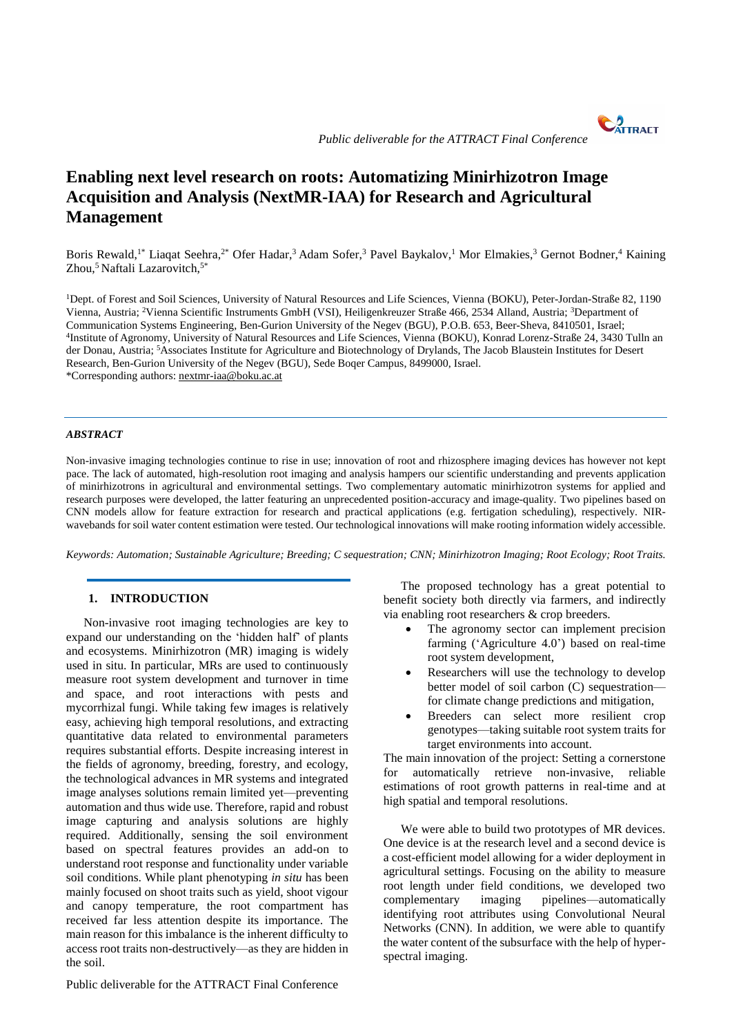# Enabling next level research on roots: Automatizing Minirhizotron Image Acquisition and Analysis (NextMR-IAA) for Research and Agricultural Management

Boris Rewald,[1*] Liaqat Seehra,[2*] Ofer Hadar,[3] Adam Sofer,[3] Pavel Baykalov,[1] Mor Elmakies,[3] Gernot Bodner,[4] Kaining Zhou,[5] Naftali Lazarovitch,[5*]

[1]Dept. of Forest and Soil Sciences, University of Natural Resources and Life Sciences, Vienna (BOKU), Peter-Jordan-Straße 82, 1190 Vienna, Austria; [2]Vienna Scientific Instruments GmbH (VSI), Heiligenkreuzer Straße 466, 2534 Alland, Austria; [3]Department of Communication Systems Engineering, Ben-Gurion University of the Negev (BGU), P.O.B. 653, Beer-Sheva, 8410501, Israel; [4]Institute of Agronomy, University of Natural Resources and Life Sciences, Vienna (BOKU), Konrad Lorenz-Straße 24, 3430 Tulln an der Donau, Austria; [5]Associates Institute for Agriculture and Biotechnology of Drylands, The Jacob Blaustein Institutes for Desert Research, Ben-Gurion University of the Negev (BGU), Sede Boqer Campus, 8499000, Israel.
*Corresponding authors: nextmr-iaa@boku.ac.at

### *ABSTRACT*

Non-invasive imaging technologies continue to rise in use; innovation of root and rhizosphere imaging devices has however not kept pace. The lack of automated, high-resolution root imaging and analysis hampers our scientific understanding and prevents application of minirhizotrons in agricultural and environmental settings. Two complementary automatic minirhizotron systems for applied and research purposes were developed, the latter featuring an unprecedented position-accuracy and image-quality. Two pipelines based on CNN models allow for feature extraction for research and practical applications (e.g. fertigation scheduling), respectively. NIR-wavebands for soil water content estimation were tested. Our technological innovations will make rooting information widely accessible.

*Keywords: Automation; Sustainable Agriculture; Breeding; C sequestration; CNN; Minirhizotron Imaging; Root Ecology; Root Traits.*

## 1. INTRODUCTION

Non-invasive root imaging technologies are key to expand our understanding on the 'hidden half' of plants and ecosystems. Minirhizotron (MR) imaging is widely used in situ. In particular, MRs are used to continuously measure root system development and turnover in time and space, and root interactions with pests and mycorrhizal fungi. While taking few images is relatively easy, achieving high temporal resolutions, and extracting quantitative data related to environmental parameters requires substantial efforts. Despite increasing interest in the fields of agronomy, breeding, forestry, and ecology, the technological advances in MR systems and integrated image analyses solutions remain limited yet—preventing automation and thus wide use. Therefore, rapid and robust image capturing and analysis solutions are highly required. Additionally, sensing the soil environment based on spectral features provides an add-on to understand root response and functionality under variable soil conditions. While plant phenotyping *in situ* has been mainly focused on shoot traits such as yield, shoot vigour and canopy temperature, the root compartment has received far less attention despite its importance. The main reason for this imbalance is the inherent difficulty to access root traits non-destructively—as they are hidden in the soil.

The proposed technology has a great potential to benefit society both directly via farmers, and indirectly via enabling root researchers & crop breeders.

- The agronomy sector can implement precision farming ('Agriculture 4.0') based on real-time root system development,
- Researchers will use the technology to develop better model of soil carbon (C) sequestration—for climate change predictions and mitigation,
- Breeders can select more resilient crop genotypes—taking suitable root system traits for target environments into account.

The main innovation of the project: Setting a cornerstone for automatically retrieve non-invasive, reliable estimations of root growth patterns in real-time and at high spatial and temporal resolutions.

We were able to build two prototypes of MR devices. One device is at the research level and a second device is a cost-efficient model allowing for a wider deployment in agricultural settings. Focusing on the ability to measure root length under field conditions, we developed two complementary imaging pipelines—automatically identifying root attributes using Convolutional Neural Networks (CNN). In addition, we were able to quantify the water content of the subsurface with the help of hyper-spectral imaging.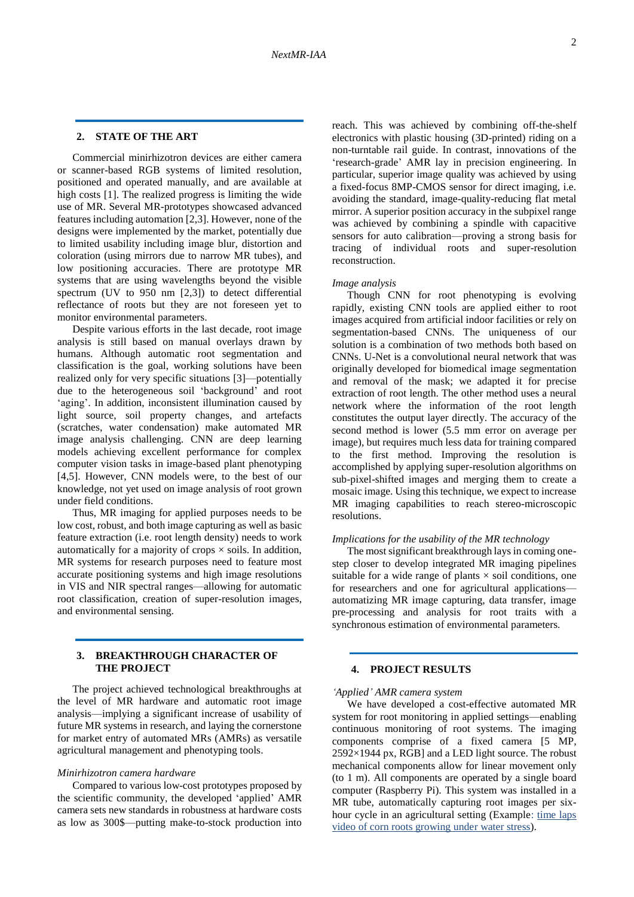## 2. STATE OF THE ART

Commercial minirhizotron devices are either camera or scanner-based RGB systems of limited resolution, positioned and operated manually, and are available at high costs [1]. The realized progress is limiting the wide use of MR. Several MR-prototypes showcased advanced features including automation [2,3]. However, none of the designs were implemented by the market, potentially due to limited usability including image blur, distortion and coloration (using mirrors due to narrow MR tubes), and low positioning accuracies. There are prototype MR systems that are using wavelengths beyond the visible spectrum (UV to 950 nm [2,3]) to detect differential reflectance of roots but they are not foreseen yet to monitor environmental parameters.

Despite various efforts in the last decade, root image analysis is still based on manual overlays drawn by humans. Although automatic root segmentation and classification is the goal, working solutions have been realized only for very specific situations [3]—potentially due to the heterogeneous soil 'background' and root 'aging'. In addition, inconsistent illumination caused by light source, soil property changes, and artefacts (scratches, water condensation) make automated MR image analysis challenging. CNN are deep learning models achieving excellent performance for complex computer vision tasks in image-based plant phenotyping [4,5]. However, CNN models were, to the best of our knowledge, not yet used on image analysis of root grown under field conditions.

Thus, MR imaging for applied purposes needs to be low cost, robust, and both image capturing as well as basic feature extraction (i.e. root length density) needs to work automatically for a majority of crops × soils. In addition, MR systems for research purposes need to feature most accurate positioning systems and high image resolutions in VIS and NIR spectral ranges—allowing for automatic root classification, creation of super-resolution images, and environmental sensing.

## 3. BREAKTHROUGH CHARACTER OF THE PROJECT

The project achieved technological breakthroughs at the level of MR hardware and automatic root image analysis—implying a significant increase of usability of future MR systems in research, and laying the cornerstone for market entry of automated MRs (AMRs) as versatile agricultural management and phenotyping tools.

### *Minirhizotron camera hardware*

Compared to various low-cost prototypes proposed by the scientific community, the developed 'applied' AMR camera sets new standards in robustness at hardware costs as low as 300$—putting make-to-stock production into reach. This was achieved by combining off-the-shelf electronics with plastic housing (3D-printed) riding on a non-turntable rail guide. In contrast, innovations of the 'research-grade' AMR lay in precision engineering. In particular, superior image quality was achieved by using a fixed-focus 8MP-CMOS sensor for direct imaging, i.e. avoiding the standard, image-quality-reducing flat metal mirror. A superior position accuracy in the subpixel range was achieved by combining a spindle with capacitive sensors for auto calibration—proving a strong basis for tracing of individual roots and super-resolution reconstruction.

### *Image analysis*

Though CNN for root phenotyping is evolving rapidly, existing CNN tools are applied either to root images acquired from artificial indoor facilities or rely on segmentation-based CNNs. The uniqueness of our solution is a combination of two methods both based on CNNs. U-Net is a convolutional neural network that was originally developed for biomedical image segmentation and removal of the mask; we adapted it for precise extraction of root length. The other method uses a neural network where the information of the root length constitutes the output layer directly. The accuracy of the second method is lower (5.5 mm error on average per image), but requires much less data for training compared to the first method. Improving the resolution is accomplished by applying super-resolution algorithms on sub-pixel-shifted images and merging them to create a mosaic image. Using this technique, we expect to increase MR imaging capabilities to reach stereo-microscopic resolutions.

### *Implications for the usability of the MR technology*

The most significant breakthrough lays in coming one-step closer to develop integrated MR imaging pipelines suitable for a wide range of plants × soil conditions, one for researchers and one for agricultural applications—automatizing MR image capturing, data transfer, image pre-processing and analysis for root traits with a synchronous estimation of environmental parameters.

## 4. PROJECT RESULTS

### *'Applied' AMR camera system*

We have developed a cost-effective automated MR system for root monitoring in applied settings—enabling continuous monitoring of root systems. The imaging components comprise of a fixed camera [5 MP, 2592×1944 px, RGB] and a LED light source. The robust mechanical components allow for linear movement only (to 1 m). All components are operated by a single board computer (Raspberry Pi). This system was installed in a MR tube, automatically capturing root images per six-hour cycle in an agricultural setting (Example: time laps video of corn roots growing under water stress).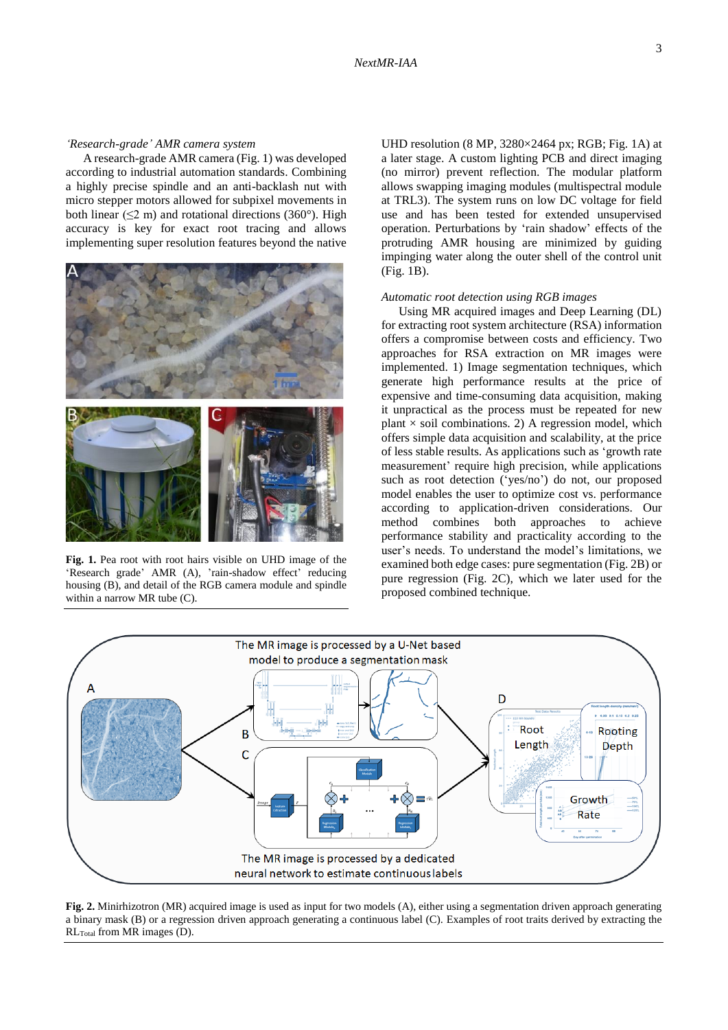*'Research-grade' AMR camera system*

A research-grade AMR camera (Fig. 1) was developed according to industrial automation standards. Combining a highly precise spindle and an anti-backlash nut with micro stepper motors allowed for subpixel movements in both linear (≤2 m) and rotational directions (360°). High accuracy is key for exact root tracing and allows implementing super resolution features beyond the native UHD resolution (8 MP, 3280×2464 px; RGB; Fig. 1A) at a later stage. A custom lighting PCB and direct imaging (no mirror) prevent reflection. The modular platform allows swapping imaging modules (multispectral module at TRL3). The system runs on low DC voltage for field use and has been tested for extended unsupervised operation. Perturbations by 'rain shadow' effects of the protruding AMR housing are minimized by guiding impinging water along the outer shell of the control unit (Fig. 1B).

**Fig. 1.** Pea root with root hairs visible on UHD image of the 'Research grade' AMR (A), 'rain-shadow effect' reducing housing (B), and detail of the RGB camera module and spindle within a narrow MR tube (C).

*Automatic root detection using RGB images*

Using MR acquired images and Deep Learning (DL) for extracting root system architecture (RSA) information offers a compromise between costs and efficiency. Two approaches for RSA extraction on MR images were implemented. 1) Image segmentation techniques, which generate high performance results at the price of expensive and time-consuming data acquisition, making it unpractical as the process must be repeated for new plant × soil combinations. 2) A regression model, which offers simple data acquisition and scalability, at the price of less stable results. As applications such as 'growth rate measurement' require high precision, while applications such as root detection ('yes/no') do not, our proposed model enables the user to optimize cost vs. performance according to application-driven considerations. Our method combines both approaches to achieve performance stability and practicality according to the user's needs. To understand the model's limitations, we examined both edge cases: pure segmentation (Fig. 2B) or pure regression (Fig. 2C), which we later used for the proposed combined technique.

**Fig. 2.** Minirhizotron (MR) acquired image is used as input for two models (A), either using a segmentation driven approach generating a binary mask (B) or a regression driven approach generating a continuous label (C). Examples of root traits derived by extracting the $RL_{Total}$ from MR images (D).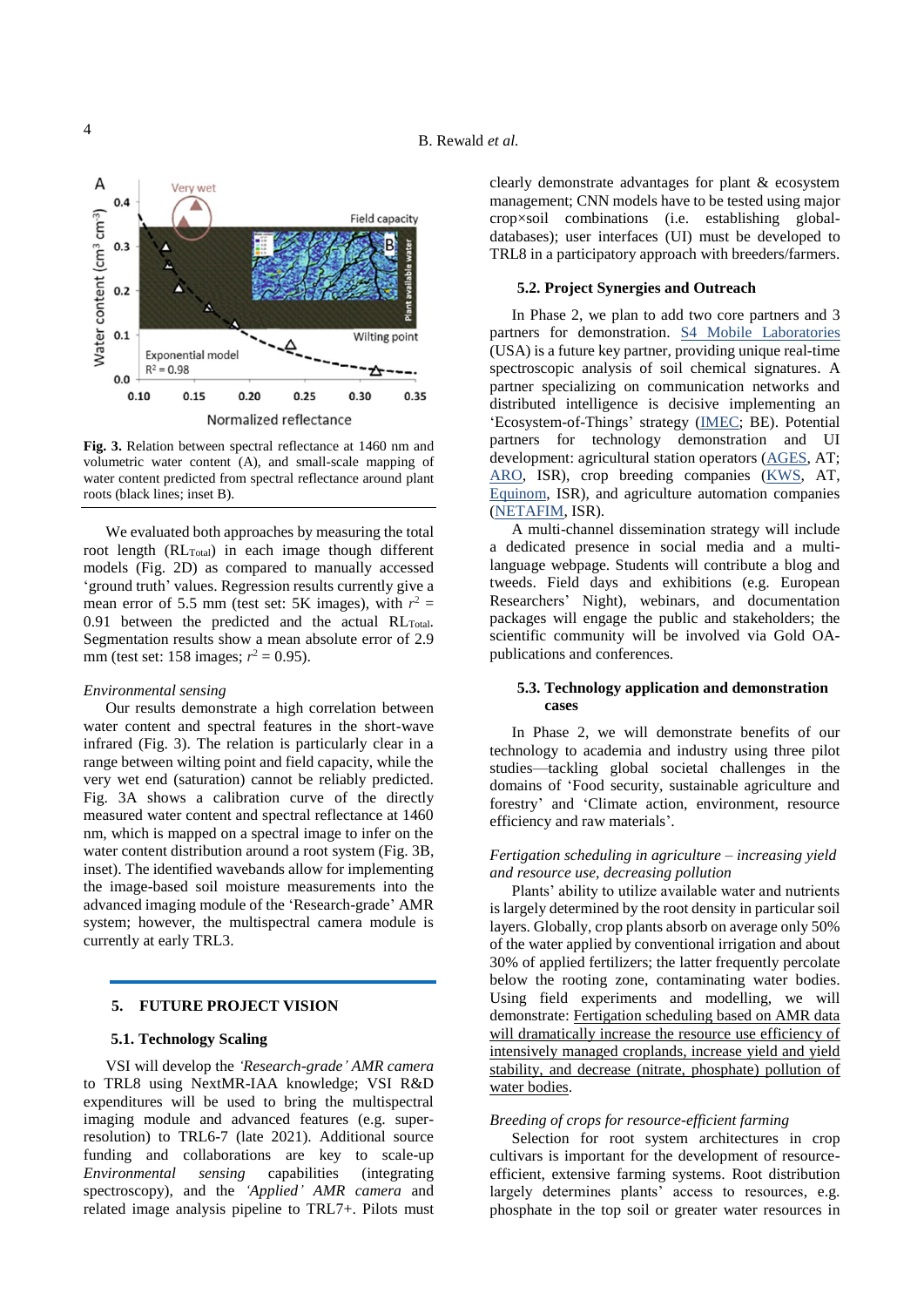Fig. 3. Relation between spectral reflectance at 1460 nm and volumetric water content (A), and small-scale mapping of water content predicted from spectral reflectance around plant roots (black lines; inset B).

We evaluated both approaches by measuring the total root length ($RL_{Total}$) in each image though different models (Fig. 2D) as compared to manually accessed 'ground truth' values. Regression results currently give a mean error of 5.5 mm (test set: 5K images), with $r^2$ = 0.91 between the predicted and the actual $RL_{Total}$. Segmentation results show a mean absolute error of 2.9 mm (test set: 158 images; $r^2$ = 0.95).

*Environmental sensing*

Our results demonstrate a high correlation between water content and spectral features in the short-wave infrared (Fig. 3). The relation is particularly clear in a range between wilting point and field capacity, while the very wet end (saturation) cannot be reliably predicted. Fig. 3A shows a calibration curve of the directly measured water content and spectral reflectance at 1460 nm, which is mapped on a spectral image to infer on the water content distribution around a root system (Fig. 3B, inset). The identified wavebands allow for implementing the image-based soil moisture measurements into the advanced imaging module of the 'Research-grade' AMR system; however, the multispectral camera module is currently at early TRL3.

## 5. FUTURE PROJECT VISION

### 5.1. Technology Scaling

VSI will develop the *'Research-grade' AMR camera* to TRL8 using NextMR-IAA knowledge; VSI R&D expenditures will be used to bring the multispectral imaging module and advanced features (e.g. super-resolution) to TRL6-7 (late 2021). Additional source funding and collaborations are key to scale-up *Environmental sensing* capabilities (integrating spectroscopy), and the *'Applied' AMR camera* and related image analysis pipeline to TRL7+. Pilots must clearly demonstrate advantages for plant & ecosystem management; CNN models have to be tested using major crop×soil combinations (i.e. establishing global-databases); user interfaces (UI) must be developed to TRL8 in a participatory approach with breeders/farmers.

### 5.2. Project Synergies and Outreach

In Phase 2, we plan to add two core partners and 3 partners for demonstration. S4 Mobile Laboratories (USA) is a future key partner, providing unique real-time spectroscopic analysis of soil chemical signatures. A partner specializing on communication networks and distributed intelligence is decisive implementing an 'Ecosystem-of-Things' strategy (IMEC; BE). Potential partners for technology demonstration and UI development: agricultural station operators (AGES, AT; ARO, ISR), crop breeding companies (KWS, AT, Equinom, ISR), and agriculture automation companies (NETAFIM, ISR).

A multi-channel dissemination strategy will include a dedicated presence in social media and a multi-language webpage. Students will contribute a blog and tweeds. Field days and exhibitions (e.g. European Researchers' Night), webinars, and documentation packages will engage the public and stakeholders; the scientific community will be involved via Gold OA-publications and conferences.

### 5.3. Technology application and demonstration cases

In Phase 2, we will demonstrate benefits of our technology to academia and industry using three pilot studies—tackling global societal challenges in the domains of 'Food security, sustainable agriculture and forestry' and 'Climate action, environment, resource efficiency and raw materials'.

*Fertigation scheduling in agriculture – increasing yield and resource use, decreasing pollution*

Plants' ability to utilize available water and nutrients is largely determined by the root density in particular soil layers. Globally, crop plants absorb on average only 50% of the water applied by conventional irrigation and about 30% of applied fertilizers; the latter frequently percolate below the rooting zone, contaminating water bodies. Using field experiments and modelling, we will demonstrate: Fertigation scheduling based on AMR data will dramatically increase the resource use efficiency of intensively managed croplands, increase yield and yield stability, and decrease (nitrate, phosphate) pollution of water bodies.

*Breeding of crops for resource-efficient farming*

Selection for root system architectures in crop cultivars is important for the development of resource-efficient, extensive farming systems. Root distribution largely determines plants' access to resources, e.g. phosphate in the top soil or greater water resources in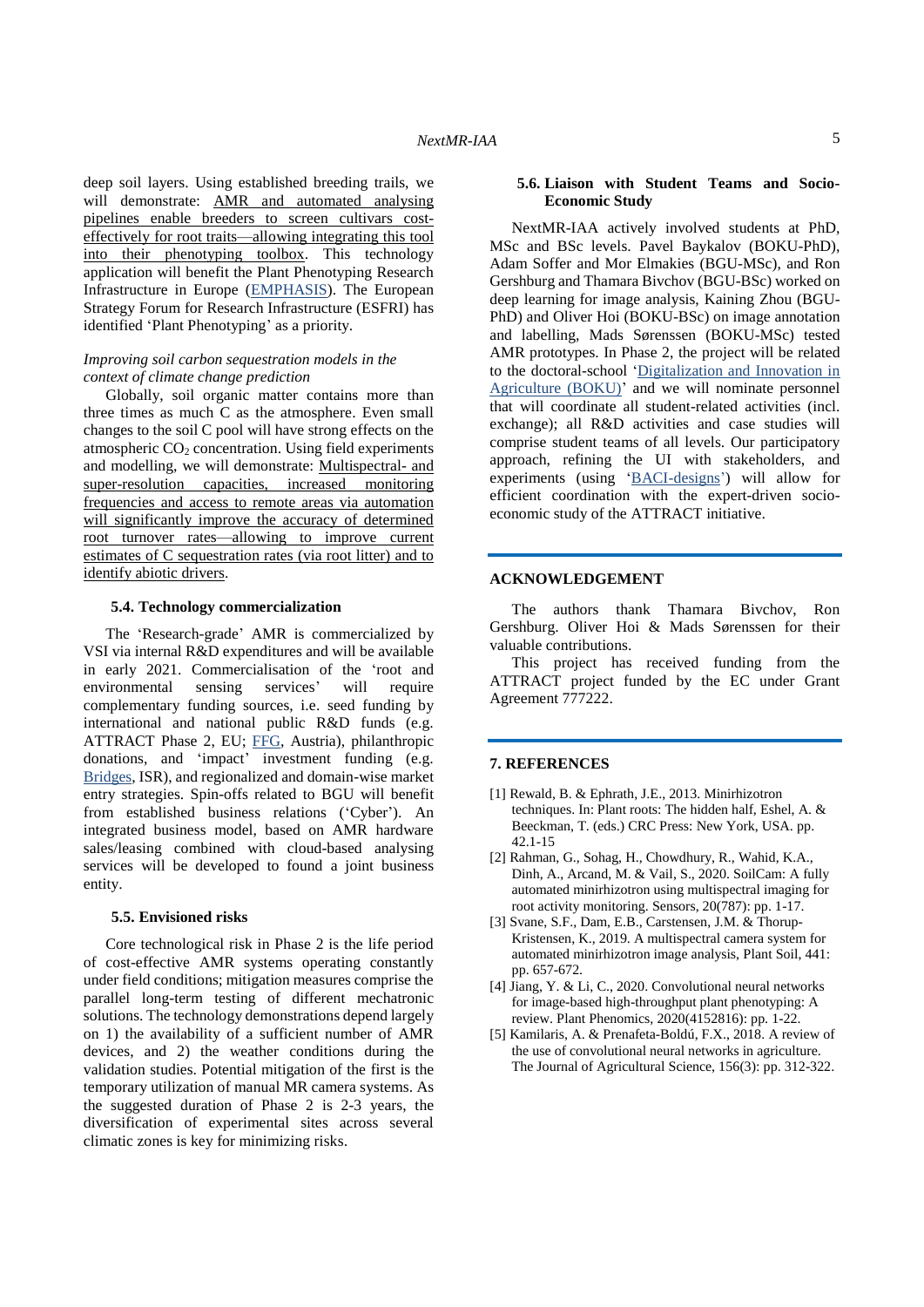deep soil layers. Using established breeding trails, we will demonstrate: AMR and automated analysing pipelines enable breeders to screen cultivars cost-effectively for root traits—allowing integrating this tool into their phenotyping toolbox. This technology application will benefit the Plant Phenotyping Research Infrastructure in Europe (EMPHASIS). The European Strategy Forum for Research Infrastructure (ESFRI) has identified 'Plant Phenotyping' as a priority.

*Improving soil carbon sequestration models in the context of climate change prediction*

Globally, soil organic matter contains more than three times as much C as the atmosphere. Even small changes to the soil C pool will have strong effects on the atmospheric $CO_2$ concentration. Using field experiments and modelling, we will demonstrate: Multispectral- and super-resolution capacities, increased monitoring frequencies and access to remote areas via automation will significantly improve the accuracy of determined root turnover rates—allowing to improve current estimates of C sequestration rates (via root litter) and to identify abiotic drivers.

### 5.4. Technology commercialization

The 'Research-grade' AMR is commercialized by VSI via internal R&D expenditures and will be available in early 2021. Commercialisation of the 'root and environmental sensing services' will require complementary funding sources, i.e. seed funding by international and national public R&D funds (e.g. ATTRACT Phase 2, EU; FFG, Austria), philanthropic donations, and 'impact' investment funding (e.g. Bridges, ISR), and regionalized and domain-wise market entry strategies. Spin-offs related to BGU will benefit from established business relations ('Cyber'). An integrated business model, based on AMR hardware sales/leasing combined with cloud-based analysing services will be developed to found a joint business entity.

### 5.5. Envisioned risks

Core technological risk in Phase 2 is the life period of cost-effective AMR systems operating constantly under field conditions; mitigation measures comprise the parallel long-term testing of different mechatronic solutions. The technology demonstrations depend largely on 1) the availability of a sufficient number of AMR devices, and 2) the weather conditions during the validation studies. Potential mitigation of the first is the temporary utilization of manual MR camera systems. As the suggested duration of Phase 2 is 2-3 years, the diversification of experimental sites across several climatic zones is key for minimizing risks.

### 5.6. Liaison with Student Teams and Socio-Economic Study

NextMR-IAA actively involved students at PhD, MSc and BSc levels. Pavel Baykalov (BOKU-PhD), Adam Soffer and Mor Elmakies (BGU-MSc), and Ron Gershburg and Thamara Bivchov (BGU-BSc) worked on deep learning for image analysis, Kaining Zhou (BGU-PhD) and Oliver Hoi (BOKU-BSc) on image annotation and labelling, Mads Sørenssen (BOKU-MSc) tested AMR prototypes. In Phase 2, the project will be related to the doctoral-school 'Digitalization and Innovation in Agriculture (BOKU)' and we will nominate personnel that will coordinate all student-related activities (incl. exchange); all R&D activities and case studies will comprise student teams of all levels. Our participatory approach, refining the UI with stakeholders, and experiments (using 'BACI-designs') will allow for efficient coordination with the expert-driven socio-economic study of the ATTRACT initiative.

## ACKNOWLEDGEMENT

The authors thank Thamara Bivchov, Ron Gershburg. Oliver Hoi & Mads Sørenssen for their valuable contributions.

This project has received funding from the ATTRACT project funded by the EC under Grant Agreement 777222.

## 7. REFERENCES

[1] Rewald, B. & Ephrath, J.E., 2013. Minirhizotron techniques. In: Plant roots: The hidden half, Eshel, A. & Beeckman, T. (eds.) CRC Press: New York, USA. pp. 42.1-15

[2] Rahman, G., Sohag, H., Chowdhury, R., Wahid, K.A., Dinh, A., Arcand, M. & Vail, S., 2020. SoilCam: A fully automated minirhizotron using multispectral imaging for root activity monitoring. Sensors, 20(787): pp. 1-17.

[3] Svane, S.F., Dam, E.B., Carstensen, J.M. & Thorup-Kristensen, K., 2019. A multispectral camera system for automated minirhizotron image analysis, Plant Soil, 441: pp. 657-672.

[4] Jiang, Y. & Li, C., 2020. Convolutional neural networks for image-based high-throughput plant phenotyping: A review. Plant Phenomics, 2020(4152816): pp. 1-22.

[5] Kamilaris, A. & Prenafeta-Boldú, F.X., 2018. A review of the use of convolutional neural networks in agriculture. The Journal of Agricultural Science, 156(3): pp. 312-322.